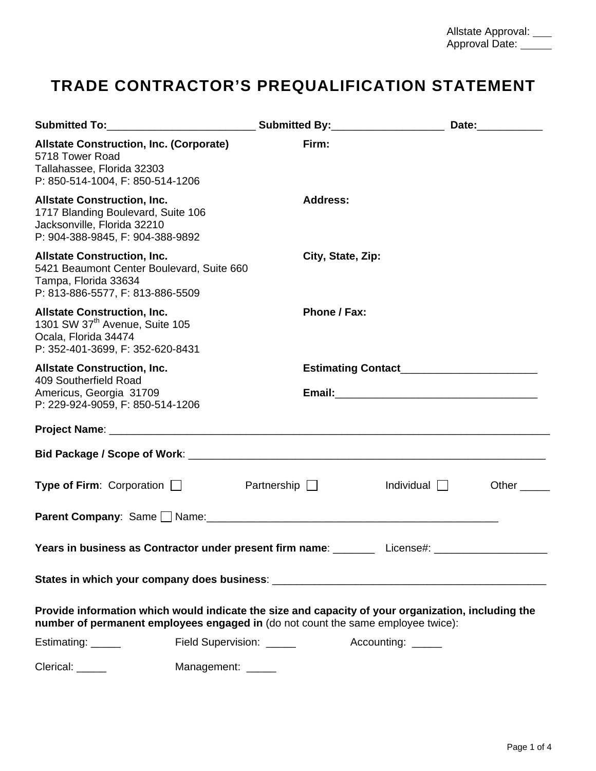Allstate Approval: ___
Approval Date: _____

# TRADE CONTRACTOR'S PREQUALIFICATION STATEMENT

**Submitted To:**________________________ **Submitted By:**__________________ **Date:**__________

**Allstate Construction, Inc. (Corporate)**
5718 Tower Road
Tallahassee, Florida 32303
P: 850-514-1004, F: 850-514-1206

**Allstate Construction, Inc.**
1717 Blanding Boulevard, Suite 106
Jacksonville, Florida 32210
P: 904-388-9845, F: 904-388-9892

**Allstate Construction, Inc.**
5421 Beaumont Center Boulevard, Suite 660
Tampa, Florida 33634
P: 813-886-5577, F: 813-886-5509

**Allstate Construction, Inc.**
1301 SW 37th Avenue, Suite 105
Ocala, Florida 34474
P: 352-401-3699, F: 352-620-8431

**Allstate Construction, Inc.**
409 Southerfield Road
Americus, Georgia 31709
P: 229-924-9059, F: 850-514-1206

**Firm:**

**Address:**

**City, State, Zip:**

**Phone / Fax:**

**Estimating Contact**______________________

**Email:**_________________________________

**Project Name**: ___________________________________________________________________________

**Bid Package / Scope of Work**: _______________________________________________________________

**Type of Firm**: Corporation ☐ Partnership ☐ Individual ☐ Other _____

**Parent Company**: Same ☐ Name:_________________________________________________

**Years in business as Contractor under present firm name**: _______ License#: __________________

**States in which your company does business**: _______________________________________________

**Provide information which would indicate the size and capacity of your organization, including the number of permanent employees engaged in** (do not count the same employee twice):

Estimating: _____ Field Supervision: _____ Accounting: _____

Clerical: _____ Management: _____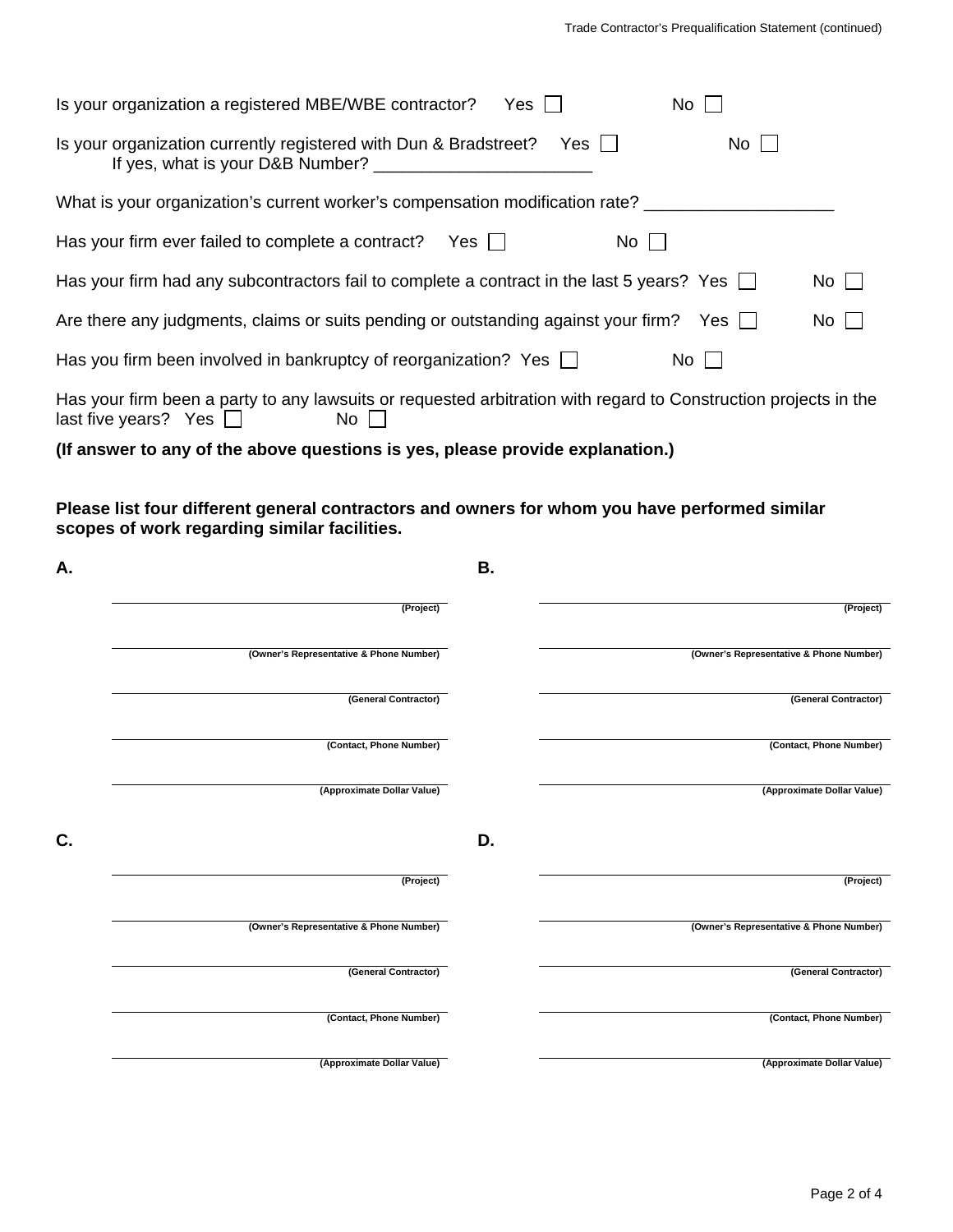Is your organization a registered MBE/WBE contractor? Yes ☐ No ☐

Is your organization currently registered with Dun & Bradstreet? Yes ☐ No ☐
If yes, what is your D&B Number? _______________________

What is your organization's current worker's compensation modification rate? ____________________

Has your firm ever failed to complete a contract? Yes ☐ No ☐

Has your firm had any subcontractors fail to complete a contract in the last 5 years? Yes ☐ No ☐

Are there any judgments, claims or suits pending or outstanding against your firm? Yes ☐ No ☐

Has you firm been involved in bankruptcy of reorganization? Yes ☐ No ☐

Has your firm been a party to any lawsuits or requested arbitration with regard to Construction projects in the last five years? Yes ☐ No ☐

**(If answer to any of the above questions is yes, please provide explanation.)**

**Please list four different general contractors and owners for whom you have performed similar scopes of work regarding similar facilities.**

**A.**

_______________________________
**(Project)**

_______________________________
**(Owner's Representative & Phone Number)**

_______________________________
**(General Contractor)**

_______________________________
**(Contact, Phone Number)**

_______________________________
**(Approximate Dollar Value)**

**B.**

_______________________________
**(Project)**

_______________________________
**(Owner's Representative & Phone Number)**

_______________________________
**(General Contractor)**

_______________________________
**(Contact, Phone Number)**

_______________________________
**(Approximate Dollar Value)**

**C.**

_______________________________
**(Project)**

_______________________________
**(Owner's Representative & Phone Number)**

_______________________________
**(General Contractor)**

_______________________________
**(Contact, Phone Number)**

_______________________________
**(Approximate Dollar Value)**

**D.**

_______________________________
**(Project)**

_______________________________
**(Owner's Representative & Phone Number)**

_______________________________
**(General Contractor)**

_______________________________
**(Contact, Phone Number)**

_______________________________
**(Approximate Dollar Value)**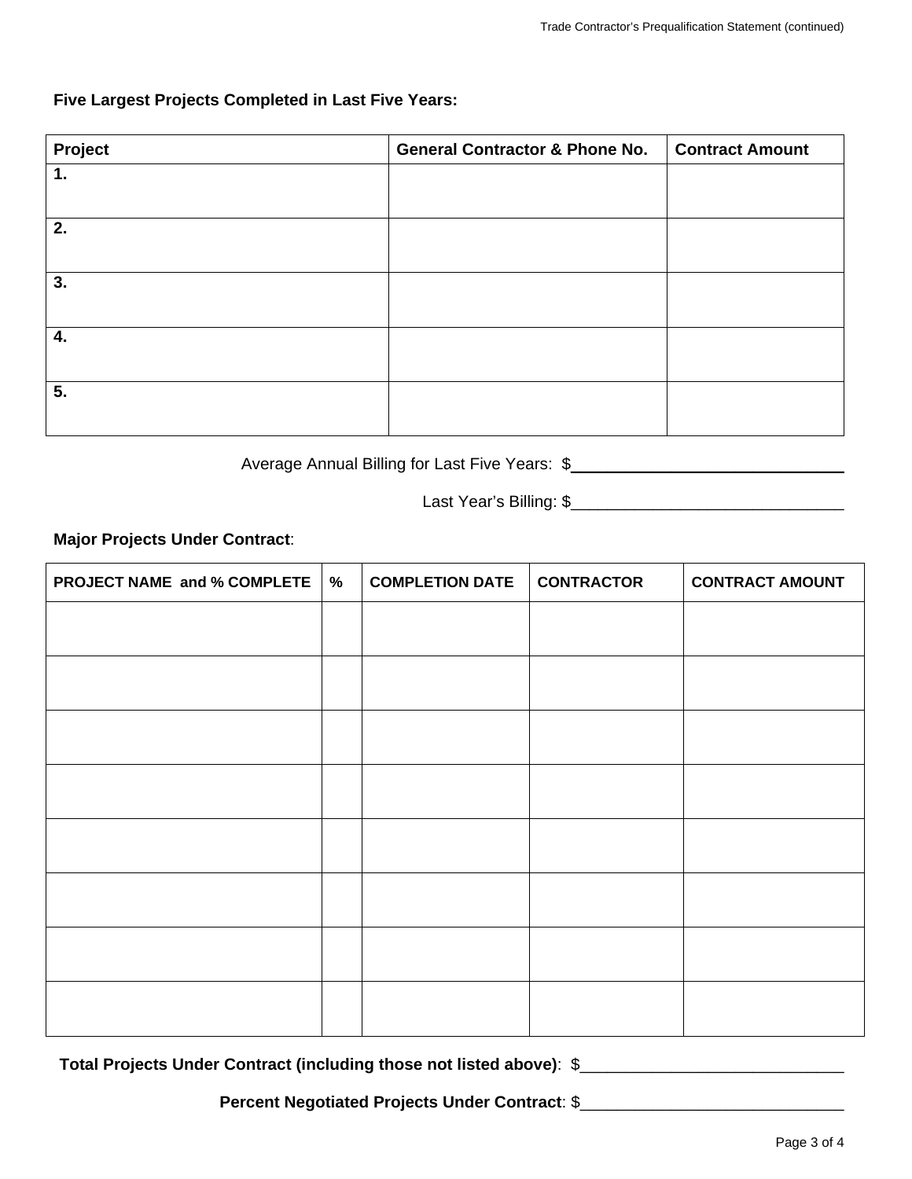**Five Largest Projects Completed in Last Five Years:**

| Project | General Contractor & Phone No. | Contract Amount |
|---|---|---|
| **1.** | | |
| **2.** | | |
| **3.** | | |
| **4.** | | |
| **5.** | | |

Average Annual Billing for Last Five Years: $______________________________

Last Year's Billing: $______________________________

**Major Projects Under Contract**:

| PROJECT NAME and % COMPLETE | % | COMPLETION DATE | CONTRACTOR | CONTRACT AMOUNT |
|---|---|---|---|---|
| | | | | |
| | | | | |
| | | | | |
| | | | | |
| | | | | |
| | | | | |
| | | | | |
| | | | | |

**Total Projects Under Contract (including those not listed above)**: $______________________________

**Percent Negotiated Projects Under Contract**: $______________________________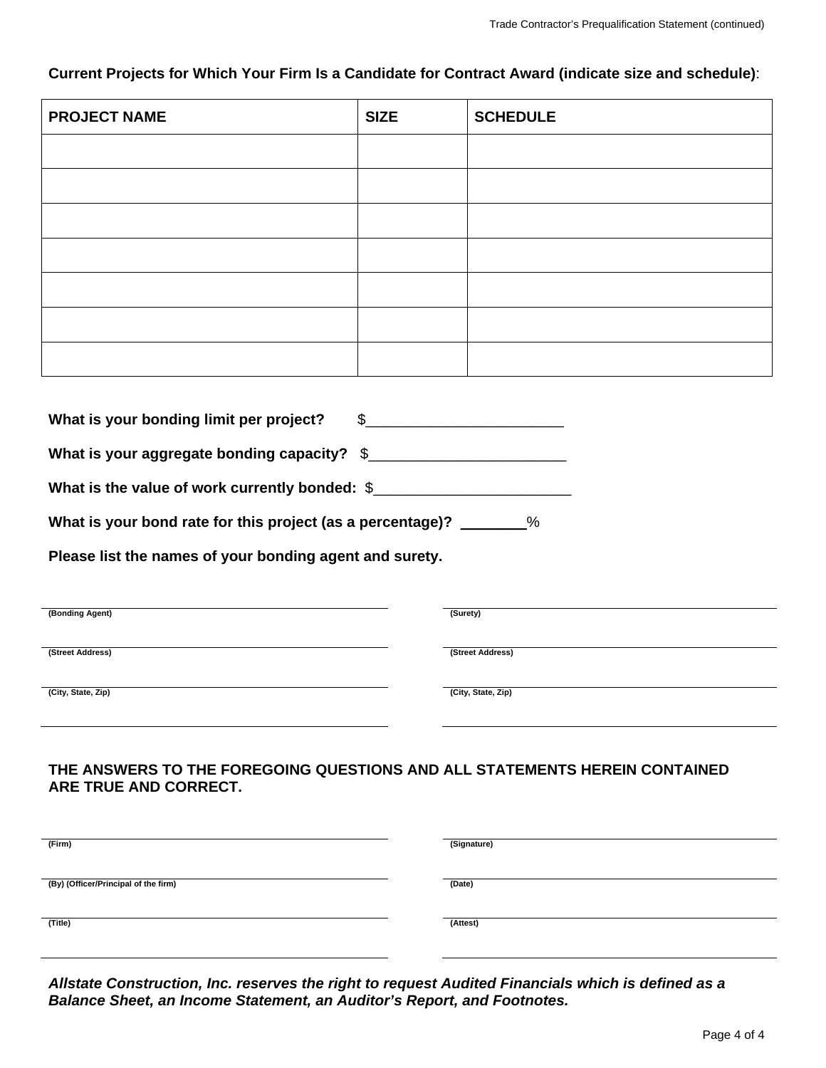**Current Projects for Which Your Firm Is a Candidate for Contract Award (indicate size and schedule)**:

| PROJECT NAME | SIZE | SCHEDULE |
|---|---|---|
| | | |
| | | |
| | | |
| | | |
| | | |
| | | |
| | | |

**What is your bonding limit per project?** $________________________

**What is your aggregate bonding capacity?** $________________________

**What is the value of work currently bonded:** $________________________

**What is your bond rate for this project (as a percentage)?** ________%

**Please list the names of your bonding agent and surety.**

______________________________
**(Bonding Agent)**

______________________________
**(Street Address)**

______________________________
**(City, State, Zip)**

______________________________
**(Surety)**

______________________________
**(Street Address)**

______________________________
**(City, State, Zip)**

**THE ANSWERS TO THE FOREGOING QUESTIONS AND ALL STATEMENTS HEREIN CONTAINED ARE TRUE AND CORRECT.**

______________________________
**(Firm)**

______________________________
**(By) (Officer/Principal of the firm)**

______________________________
**(Title)**

______________________________
**(Signature)**

______________________________
**(Date)**

______________________________
**(Attest)**

***Allstate Construction, Inc. reserves the right to request Audited Financials which is defined as a Balance Sheet, an Income Statement, an Auditor's Report, and Footnotes.***